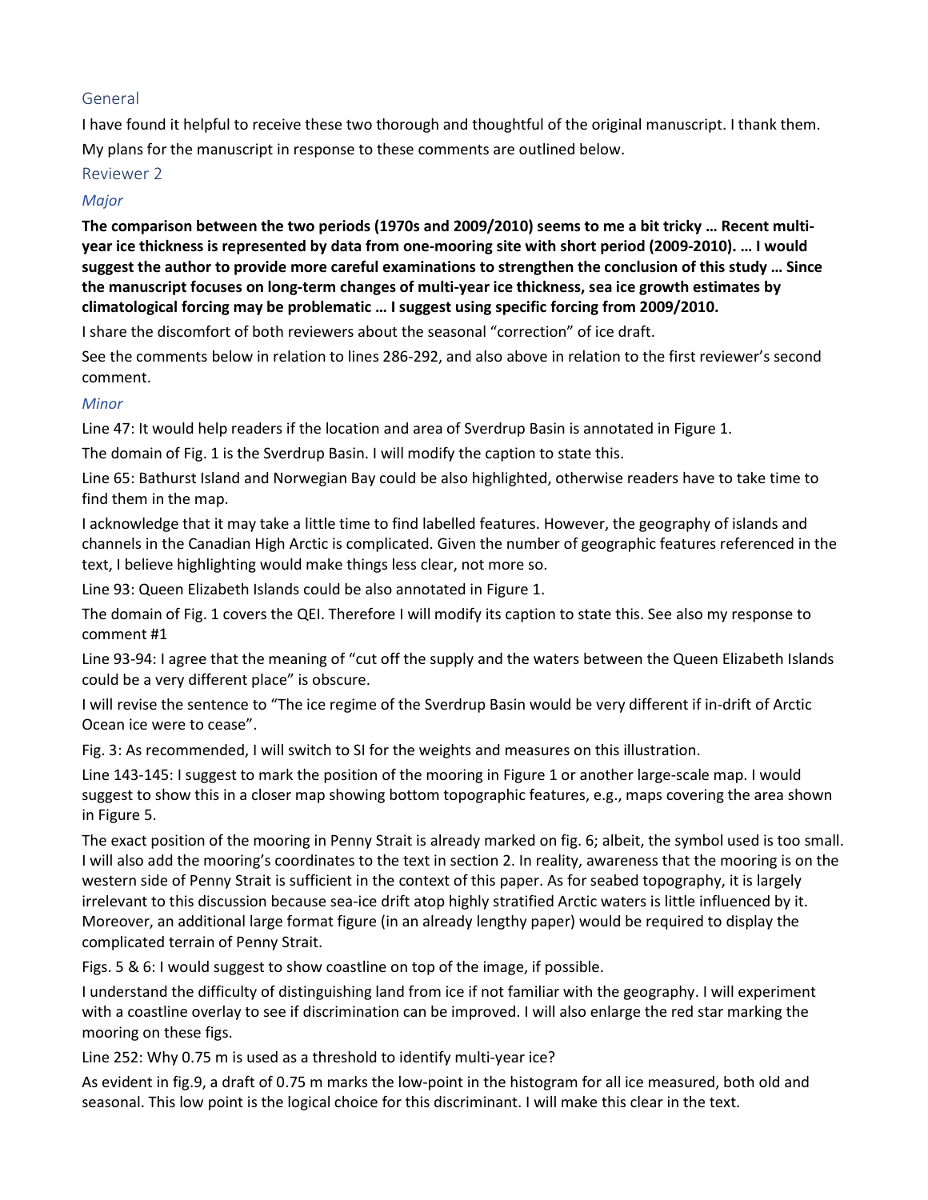## General

I have found it helpful to receive these two thorough and thoughtful of the original manuscript. I thank them. My plans for the manuscript in response to these comments are outlined below.

## Reviewer 2

### *Major*

**The comparison between the two periods (1970s and 2009/2010) seems to me a bit tricky … Recent multi-year ice thickness is represented by data from one-mooring site with short period (2009-2010). … I would suggest the author to provide more careful examinations to strengthen the conclusion of this study … Since the manuscript focuses on long-term changes of multi-year ice thickness, sea ice growth estimates by climatological forcing may be problematic … I suggest using specific forcing from 2009/2010.**

I share the discomfort of both reviewers about the seasonal "correction" of ice draft.

See the comments below in relation to lines 286-292, and also above in relation to the first reviewer's second comment.

### *Minor*

Line 47: It would help readers if the location and area of Sverdrup Basin is annotated in Figure 1.

The domain of Fig. 1 is the Sverdrup Basin. I will modify the caption to state this.

Line 65: Bathurst Island and Norwegian Bay could be also highlighted, otherwise readers have to take time to find them in the map.

I acknowledge that it may take a little time to find labelled features. However, the geography of islands and channels in the Canadian High Arctic is complicated. Given the number of geographic features referenced in the text, I believe highlighting would make things less clear, not more so.

Line 93: Queen Elizabeth Islands could be also annotated in Figure 1.

The domain of Fig. 1 covers the QEI. Therefore I will modify its caption to state this. See also my response to comment #1

Line 93-94: I agree that the meaning of "cut off the supply and the waters between the Queen Elizabeth Islands could be a very different place" is obscure.

I will revise the sentence to "The ice regime of the Sverdrup Basin would be very different if in-drift of Arctic Ocean ice were to cease".

Fig. 3: As recommended, I will switch to SI for the weights and measures on this illustration.

Line 143-145: I suggest to mark the position of the mooring in Figure 1 or another large-scale map. I would suggest to show this in a closer map showing bottom topographic features, e.g., maps covering the area shown in Figure 5.

The exact position of the mooring in Penny Strait is already marked on fig. 6; albeit, the symbol used is too small. I will also add the mooring's coordinates to the text in section 2. In reality, awareness that the mooring is on the western side of Penny Strait is sufficient in the context of this paper. As for seabed topography, it is largely irrelevant to this discussion because sea-ice drift atop highly stratified Arctic waters is little influenced by it. Moreover, an additional large format figure (in an already lengthy paper) would be required to display the complicated terrain of Penny Strait.

Figs. 5 & 6: I would suggest to show coastline on top of the image, if possible.

I understand the difficulty of distinguishing land from ice if not familiar with the geography. I will experiment with a coastline overlay to see if discrimination can be improved. I will also enlarge the red star marking the mooring on these figs.

Line 252: Why 0.75 m is used as a threshold to identify multi-year ice?

As evident in fig.9, a draft of 0.75 m marks the low-point in the histogram for all ice measured, both old and seasonal. This low point is the logical choice for this discriminant. I will make this clear in the text.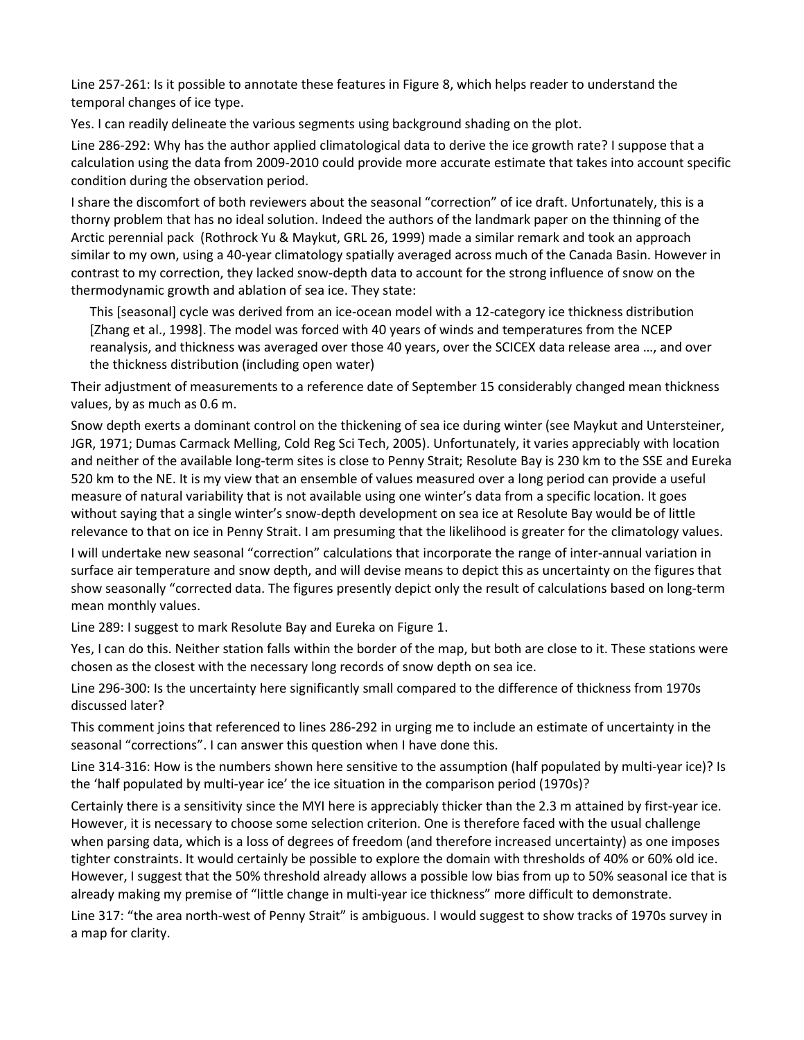Line 257-261: Is it possible to annotate these features in Figure 8, which helps reader to understand the temporal changes of ice type.

Yes. I can readily delineate the various segments using background shading on the plot.

Line 286-292: Why has the author applied climatological data to derive the ice growth rate? I suppose that a calculation using the data from 2009-2010 could provide more accurate estimate that takes into account specific condition during the observation period.

I share the discomfort of both reviewers about the seasonal "correction" of ice draft. Unfortunately, this is a thorny problem that has no ideal solution. Indeed the authors of the landmark paper on the thinning of the Arctic perennial pack (Rothrock Yu & Maykut, GRL 26, 1999) made a similar remark and took an approach similar to my own, using a 40-year climatology spatially averaged across much of the Canada Basin. However in contrast to my correction, they lacked snow-depth data to account for the strong influence of snow on the thermodynamic growth and ablation of sea ice. They state:

> This [seasonal] cycle was derived from an ice-ocean model with a 12-category ice thickness distribution [Zhang et al., 1998]. The model was forced with 40 years of winds and temperatures from the NCEP reanalysis, and thickness was averaged over those 40 years, over the SCICEX data release area …, and over the thickness distribution (including open water)

Their adjustment of measurements to a reference date of September 15 considerably changed mean thickness values, by as much as 0.6 m.

Snow depth exerts a dominant control on the thickening of sea ice during winter (see Maykut and Untersteiner, JGR, 1971; Dumas Carmack Melling, Cold Reg Sci Tech, 2005). Unfortunately, it varies appreciably with location and neither of the available long-term sites is close to Penny Strait; Resolute Bay is 230 km to the SSE and Eureka 520 km to the NE. It is my view that an ensemble of values measured over a long period can provide a useful measure of natural variability that is not available using one winter's data from a specific location. It goes without saying that a single winter's snow-depth development on sea ice at Resolute Bay would be of little relevance to that on ice in Penny Strait. I am presuming that the likelihood is greater for the climatology values.

I will undertake new seasonal "correction" calculations that incorporate the range of inter-annual variation in surface air temperature and snow depth, and will devise means to depict this as uncertainty on the figures that show seasonally "corrected data. The figures presently depict only the result of calculations based on long-term mean monthly values.

Line 289: I suggest to mark Resolute Bay and Eureka on Figure 1.

Yes, I can do this. Neither station falls within the border of the map, but both are close to it. These stations were chosen as the closest with the necessary long records of snow depth on sea ice.

Line 296-300: Is the uncertainty here significantly small compared to the difference of thickness from 1970s discussed later?

This comment joins that referenced to lines 286-292 in urging me to include an estimate of uncertainty in the seasonal "corrections". I can answer this question when I have done this.

Line 314-316: How is the numbers shown here sensitive to the assumption (half populated by multi-year ice)? Is the 'half populated by multi-year ice' the ice situation in the comparison period (1970s)?

Certainly there is a sensitivity since the MYI here is appreciably thicker than the 2.3 m attained by first-year ice. However, it is necessary to choose some selection criterion. One is therefore faced with the usual challenge when parsing data, which is a loss of degrees of freedom (and therefore increased uncertainty) as one imposes tighter constraints. It would certainly be possible to explore the domain with thresholds of 40% or 60% old ice. However, I suggest that the 50% threshold already allows a possible low bias from up to 50% seasonal ice that is already making my premise of "little change in multi-year ice thickness" more difficult to demonstrate.

Line 317: "the area north-west of Penny Strait" is ambiguous. I would suggest to show tracks of 1970s survey in a map for clarity.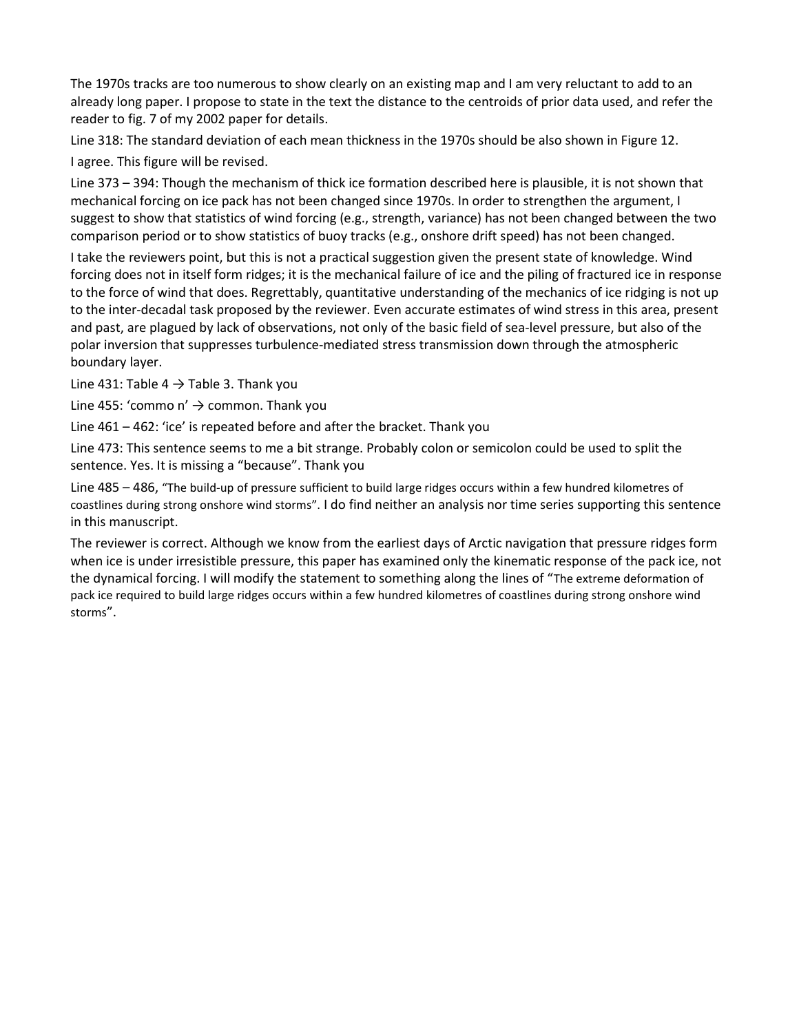The 1970s tracks are too numerous to show clearly on an existing map and I am very reluctant to add to an already long paper. I propose to state in the text the distance to the centroids of prior data used, and refer the reader to fig. 7 of my 2002 paper for details.

Line 318: The standard deviation of each mean thickness in the 1970s should be also shown in Figure 12.

I agree. This figure will be revised.

Line 373 – 394: Though the mechanism of thick ice formation described here is plausible, it is not shown that mechanical forcing on ice pack has not been changed since 1970s. In order to strengthen the argument, I suggest to show that statistics of wind forcing (e.g., strength, variance) has not been changed between the two comparison period or to show statistics of buoy tracks (e.g., onshore drift speed) has not been changed.

I take the reviewers point, but this is not a practical suggestion given the present state of knowledge. Wind forcing does not in itself form ridges; it is the mechanical failure of ice and the piling of fractured ice in response to the force of wind that does. Regrettably, quantitative understanding of the mechanics of ice ridging is not up to the inter-decadal task proposed by the reviewer. Even accurate estimates of wind stress in this area, present and past, are plagued by lack of observations, not only of the basic field of sea-level pressure, but also of the polar inversion that suppresses turbulence-mediated stress transmission down through the atmospheric boundary layer.

Line 431: Table 4 → Table 3. Thank you

Line 455: 'commo n' → common. Thank you

Line 461 – 462: 'ice' is repeated before and after the bracket. Thank you

Line 473: This sentence seems to me a bit strange. Probably colon or semicolon could be used to split the sentence. Yes. It is missing a "because". Thank you

Line 485 – 486, "The build-up of pressure sufficient to build large ridges occurs within a few hundred kilometres of coastlines during strong onshore wind storms". I do find neither an analysis nor time series supporting this sentence in this manuscript.

The reviewer is correct. Although we know from the earliest days of Arctic navigation that pressure ridges form when ice is under irresistible pressure, this paper has examined only the kinematic response of the pack ice, not the dynamical forcing. I will modify the statement to something along the lines of "The extreme deformation of pack ice required to build large ridges occurs within a few hundred kilometres of coastlines during strong onshore wind storms".